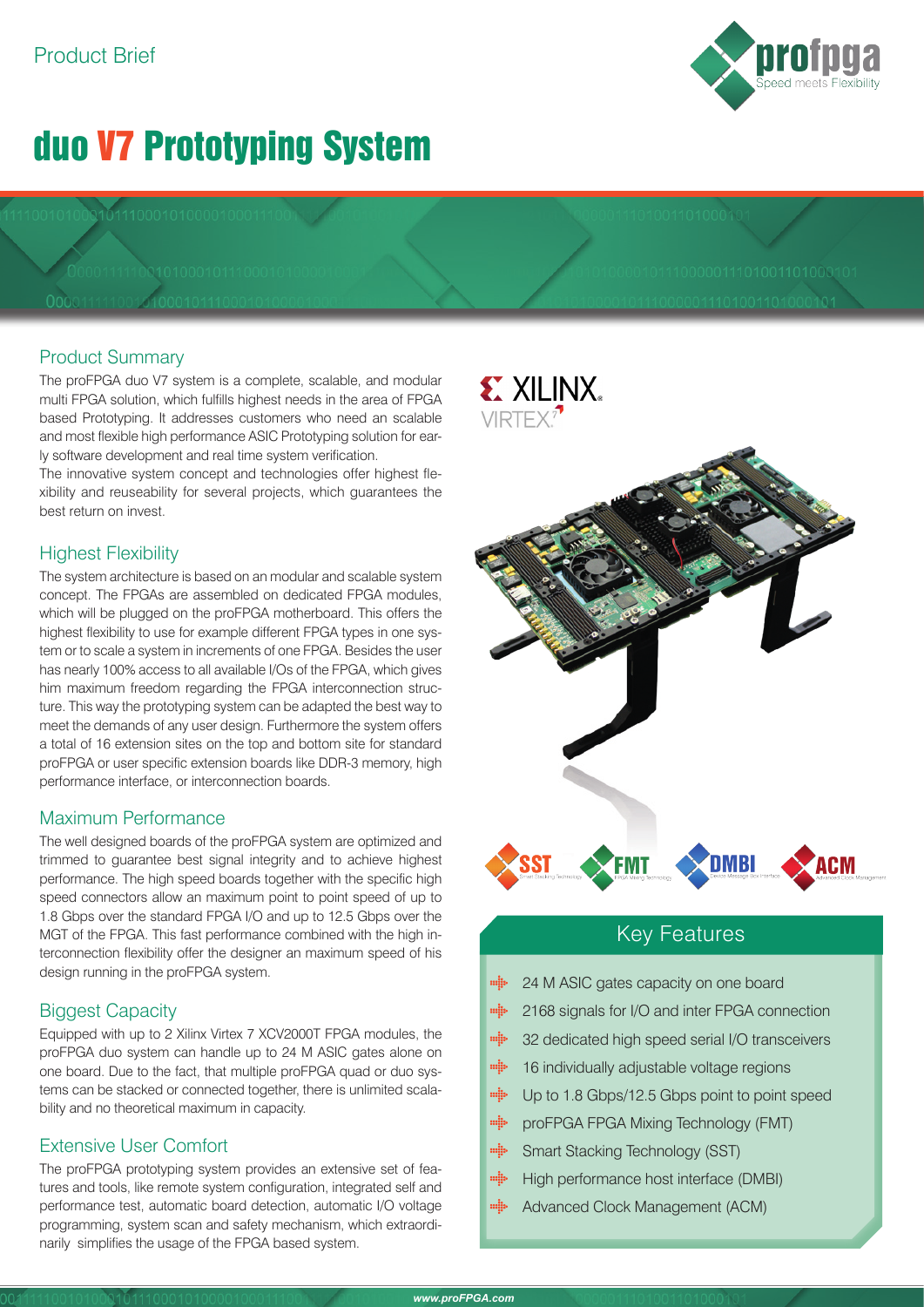Product Brief

# duo V7 Prototyping System

## Product Summary

The proFPGA duo V7 system is a complete, scalable, and modular multi FPGA solution, which fulfills highest needs in the area of FPGA based Prototyping. It addresses customers who need an scalable and most flexible high performance ASIC Prototyping solution for early software development and real time system verification.

The innovative system concept and technologies offer highest flexibility and reuseability for several projects, which guarantees the best return on invest.

## Highest Flexibility

The system architecture is based on an modular and scalable system concept. The FPGAs are assembled on dedicated FPGA modules, which will be plugged on the proFPGA motherboard. This offers the highest flexibility to use for example different FPGA types in one system or to scale a system in increments of one FPGA. Besides the user has nearly 100% access to all available I/Os of the FPGA, which gives him maximum freedom regarding the FPGA interconnection structure. This way the prototyping system can be adapted the best way to meet the demands of any user design. Furthermore the system offers a total of 16 extension sites on the top and bottom site for standard proFPGA or user specific extension boards like DDR-3 memory, high performance interface, or interconnection boards.

## Maximum Performance

The well designed boards of the proFPGA system are optimized and trimmed to guarantee best signal integrity and to achieve highest performance. The high speed boards together with the specific high speed connectors allow an maximum point to point speed of up to 1.8 Gbps over the standard FPGA I/O and up to 12.5 Gbps over the MGT of the FPGA. This fast performance combined with the high interconnection flexibility offer the designer an maximum speed of his design running in the proFPGA system.

## Biggest Capacity

Equipped with up to 2 Xilinx Virtex 7 XCV2000T FPGA modules, the proFPGA duo system can handle up to 24 M ASIC gates alone on one board. Due to the fact, that multiple proFPGA quad or duo systems can be stacked or connected together, there is unlimited scalability and no theoretical maximum in capacity.

## Extensive User Comfort

The proFPGA prototyping system provides an extensive set of features and tools, like remote system configuration, integrated self and performance test, automatic board detection, automatic I/O voltage programming, system scan and safety mechanism, which extraordinarily simplifies the usage of the FPGA based system.

## Key Features

- 24 M ASIC gates capacity on one board
- 2168 signals for I/O and inter FPGA connection
- 32 dedicated high speed serial I/O transceivers
- 16 individually adjustable voltage regions
- Up to 1.8 Gbps/12.5 Gbps point to point speed
- proFPGA FPGA Mixing Technology (FMT)
- Smart Stacking Technology (SST)
- High performance host interface (DMBI)
- Advanced Clock Management (ACM)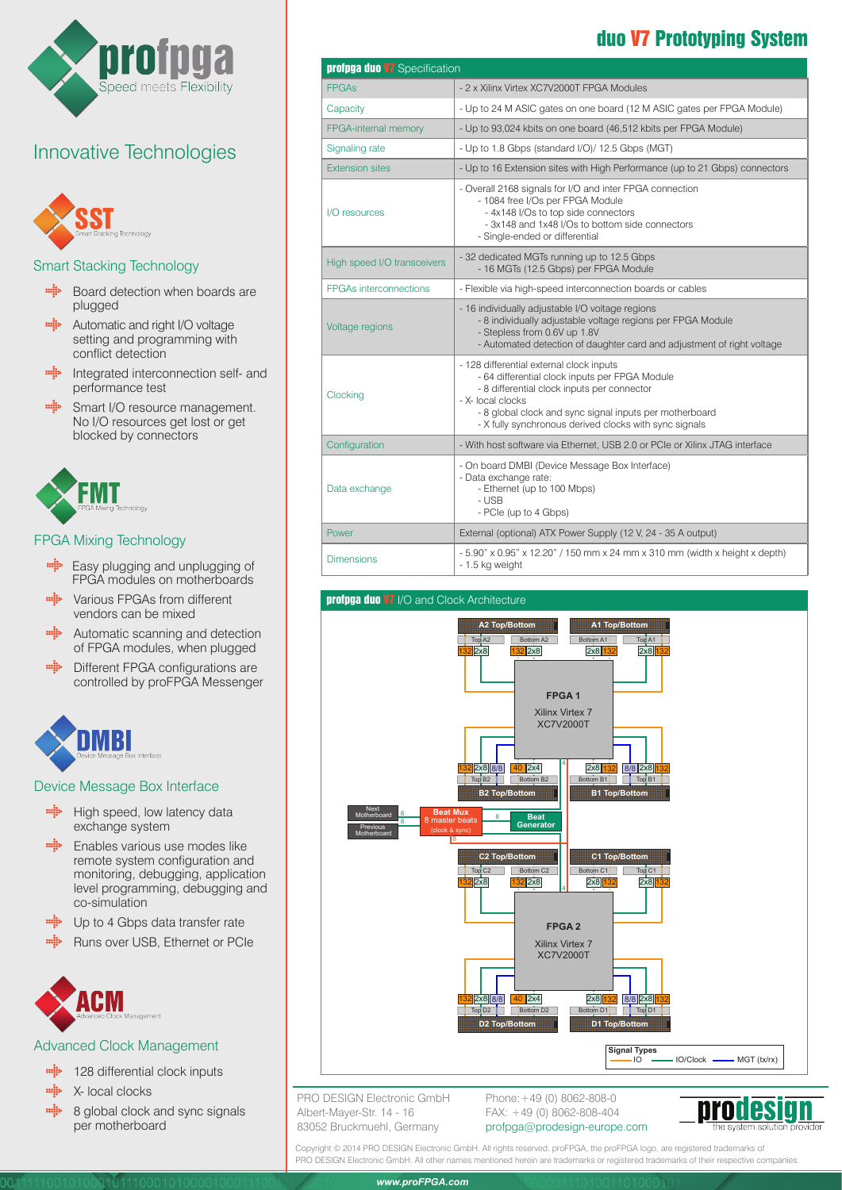# profpga

Speed meets Flexibility

## Innovative Technologies

### SST
Smart Stacking Technology

#### Smart Stacking Technology

- Board detection when boards are plugged
- Automatic and right I/O voltage setting and programming with conflict detection
- Integrated interconnection self- and performance test
- Smart I/O resource management. No I/O resources get lost or get blocked by connectors

### FMT
FPGA Mixing Technology

#### FPGA Mixing Technology

- Easy plugging and unplugging of FPGA modules on motherboards
- Various FPGAs from different vendors can be mixed
- Automatic scanning and detection of FPGA modules, when plugged
- Different FPGA configurations are controlled by proFPGA Messenger

### DMBI
Device Message Box Interface

#### Device Message Box Interface

- High speed, low latency data exchange system
- Enables various use modes like remote system configuration and monitoring, debugging, application level programming, debugging and co-simulation
- Up to 4 Gbps data transfer rate
- Runs over USB, Ethernet or PCIe

### ACM
Advanced Clock Management

#### Advanced Clock Management

- 128 differential clock inputs
- X- local clocks
- 8 global clock and sync signals per motherboard

# duo V7 Prototyping System

## profpga duo V7 Specification

| | |
|---|---|
| FPGAs | - 2 x Xilinx Virtex XC7V2000T FPGA Modules |
| Capacity | - Up to 24 M ASIC gates on one board (12 M ASIC gates per FPGA Module) |
| FPGA-internal memory | - Up to 93,024 kbits on one board (46,512 kbits per FPGA Module) |
| Signaling rate | - Up to 1.8 Gbps (standard I/O)/ 12.5 Gbps (MGT) |
| Extension sites | - Up to 16 Extension sites with High Performance (up to 21 Gbps) connectors |
| I/O resources | - Overall 2168 signals for I/O and inter FPGA connection<br>- 1084 free I/Os per FPGA Module<br>- 4x148 I/Os to top side connectors<br>- 3x148 and 1x48 I/Os to bottom side connectors<br>- Single-ended or differential |
| High speed I/O transceivers | - 32 dedicated MGTs running up to 12.5 Gbps<br>- 16 MGTs (12.5 Gbps) per FPGA Module |
| FPGAs interconnections | - Flexible via high-speed interconnection boards or cables |
| Voltage regions | - 16 individually adjustable I/O voltage regions<br>- 8 individually adjustable voltage regions per FPGA Module<br>- Stepless from 0.6V up 1.8V<br>- Automated detection of daughter card and adjustment of right voltage |
| Clocking | - 128 differential external clock inputs<br>- 64 differential clock inputs per FPGA Module<br>- 8 differential clock inputs per connector<br>- X- local clocks<br>- 8 global clock and sync signal inputs per motherboard<br>- X fully synchronous derived clocks with sync signals |
| Configuration | - With host software via Ethernet, USB 2.0 or PCIe or Xilinx JTAG interface |
| Data exchange | - On board DMBI (Device Message Box Interface)<br>- Data exchange rate:<br>- Ethernet (up to 100 Mbps)<br>- USB<br>- PCIe (up to 4 Gbps) |
| Power | External (optional) ATX Power Supply (12 V, 24 - 35 A output) |
| Dimensions | - 5.90" x 0.95" x 12.20" / 150 mm x 24 mm x 310 mm (width x height x depth)<br>- 1.5 kg weight |

## profpga duo V7 I/O and Clock Architecture

A2 Top/Bottom
Top A2
Bottom A2
A1 Top/Bottom
Bottom A1
Top A1
132 2x8 132 2x8 2x8 132 2x8 132

FPGA 1
Xilinx Virtex 7
XC7V2000T

132 2x8 8/8 40 2x4 2x8 132 8/8 2x8 132
Top B2
Bottom B2
Bottom B1
Top B1
B2 Top/Bottom
B1 Top/Bottom

Next Motherboard
Previous Motherboard
Beat Mux
8 master beats
(clock & sync)
Beat Generator

C2 Top/Bottom
C1 Top/Bottom
Top C2
Bottom C2
Bottom C1
Top C1

FPGA 2
Xilinx Virtex 7
XC7V2000T

Top D2
Bottom D2
Bottom D1
Top D1
D2 Top/Bottom
D1 Top/Bottom

Signal Types
IO
IO/Clock
MGT (tx/rx)

PRO DESIGN Electronic GmbH
Albert-Mayer-Str. 14 - 16
83052 Bruckmuehl, Germany

Phone: +49 (0) 8062-808-0
FAX: +49 (0) 8062-808-404
profpga@prodesign-europe.com

prodesign
the system solution provider

Copyright © 2014 PRO DESIGN Electronic GmbH. All rights reserved. proFPGA, the proFPGA logo, are registered trademarks of PRO DESIGN Electronic GmbH. All other names mentioned herein are trademarks or registered trademarks of their respective companies.

www.proFPGA.com